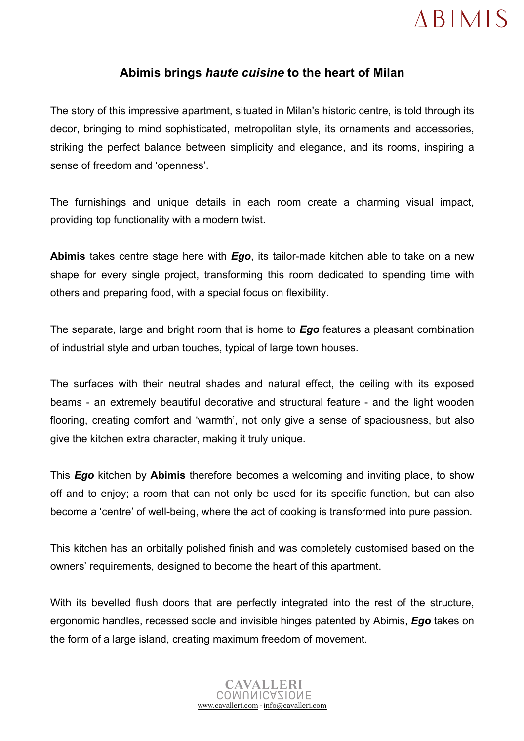## Abimis brings *haute cuisine* to the heart of Milan

The story of this impressive apartment, situated in Milan's historic centre, is told through its decor, bringing to mind sophisticated, metropolitan style, its ornaments and accessories, striking the perfect balance between simplicity and elegance, and its rooms, inspiring a sense of freedom and 'openness'.

The furnishings and unique details in each room create a charming visual impact, providing top functionality with a modern twist.

**Abimis** takes centre stage here with ***Ego***, its tailor-made kitchen able to take on a new shape for every single project, transforming this room dedicated to spending time with others and preparing food, with a special focus on flexibility.

The separate, large and bright room that is home to ***Ego*** features a pleasant combination of industrial style and urban touches, typical of large town houses.

The surfaces with their neutral shades and natural effect, the ceiling with its exposed beams - an extremely beautiful decorative and structural feature - and the light wooden flooring, creating comfort and 'warmth', not only give a sense of spaciousness, but also give the kitchen extra character, making it truly unique.

This ***Ego*** kitchen by **Abimis** therefore becomes a welcoming and inviting place, to show off and to enjoy; a room that can not only be used for its specific function, but can also become a 'centre' of well-being, where the act of cooking is transformed into pure passion.

This kitchen has an orbitally polished finish and was completely customised based on the owners' requirements, designed to become the heart of this apartment.

With its bevelled flush doors that are perfectly integrated into the rest of the structure, ergonomic handles, recessed socle and invisible hinges patented by Abimis, ***Ego*** takes on the form of a large island, creating maximum freedom of movement.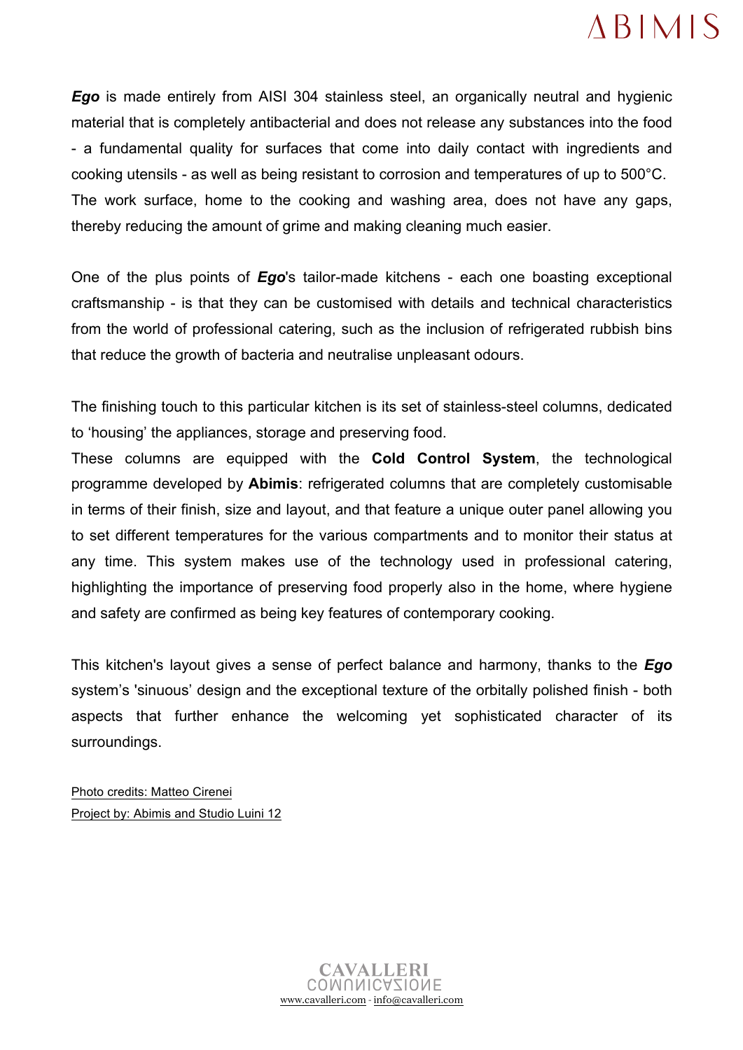***Ego*** is made entirely from AISI 304 stainless steel, an organically neutral and hygienic material that is completely antibacterial and does not release any substances into the food - a fundamental quality for surfaces that come into daily contact with ingredients and cooking utensils - as well as being resistant to corrosion and temperatures of up to 500°C. The work surface, home to the cooking and washing area, does not have any gaps, thereby reducing the amount of grime and making cleaning much easier.

One of the plus points of ***Ego***'s tailor-made kitchens - each one boasting exceptional craftsmanship - is that they can be customised with details and technical characteristics from the world of professional catering, such as the inclusion of refrigerated rubbish bins that reduce the growth of bacteria and neutralise unpleasant odours.

The finishing touch to this particular kitchen is its set of stainless-steel columns, dedicated to 'housing' the appliances, storage and preserving food.
These columns are equipped with the **Cold Control System**, the technological programme developed by **Abimis**: refrigerated columns that are completely customisable in terms of their finish, size and layout, and that feature a unique outer panel allowing you to set different temperatures for the various compartments and to monitor their status at any time. This system makes use of the technology used in professional catering, highlighting the importance of preserving food properly also in the home, where hygiene and safety are confirmed as being key features of contemporary cooking.

This kitchen's layout gives a sense of perfect balance and harmony, thanks to the ***Ego*** system's 'sinuous' design and the exceptional texture of the orbitally polished finish - both aspects that further enhance the welcoming yet sophisticated character of its surroundings.

Photo credits: Matteo Cirenei
Project by: Abimis and Studio Luini 12